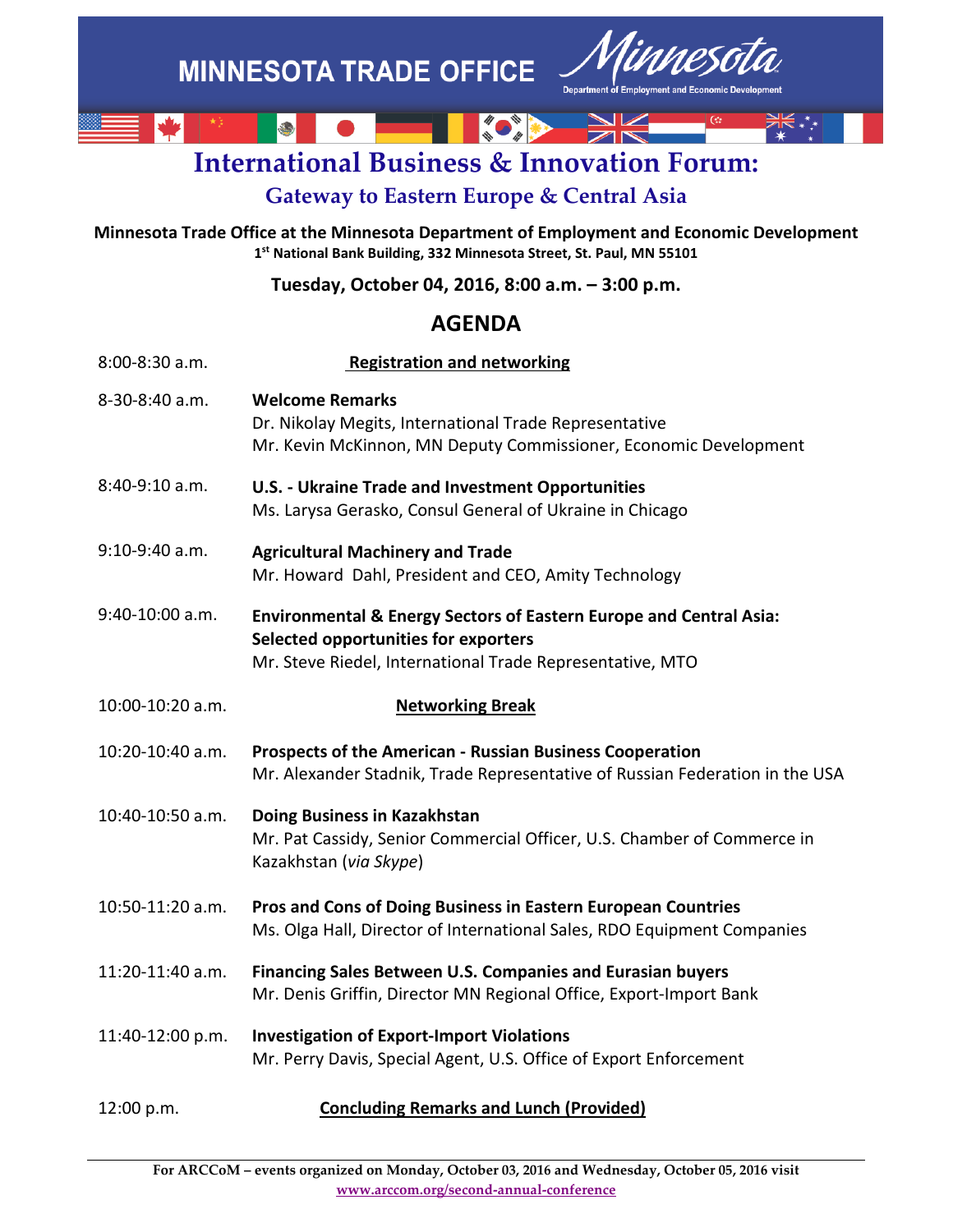MINNESOTA TRADE OFFICE

Minnesota
Department of Employment and Economic Development

# International Business & Innovation Forum:

## Gateway to Eastern Europe & Central Asia

**Minnesota Trade Office at the Minnesota Department of Employment and Economic Development**
**1st National Bank Building, 332 Minnesota Street, St. Paul, MN 55101**

**Tuesday, October 04, 2016, 8:00 a.m. – 3:00 p.m.**

## AGENDA

8:00-8:30 a.m. — **Registration and networking**

8-30-8:40 a.m. — **Welcome Remarks**
Dr. Nikolay Megits, International Trade Representative
Mr. Kevin McKinnon, MN Deputy Commissioner, Economic Development

8:40-9:10 a.m. — **U.S. - Ukraine Trade and Investment Opportunities**
Ms. Larysa Gerasko, Consul General of Ukraine in Chicago

9:10-9:40 a.m. — **Agricultural Machinery and Trade**
Mr. Howard Dahl, President and CEO, Amity Technology

9:40-10:00 a.m. — **Environmental & Energy Sectors of Eastern Europe and Central Asia: Selected opportunities for exporters**
Mr. Steve Riedel, International Trade Representative, MTO

10:00-10:20 a.m. — **Networking Break**

10:20-10:40 a.m. — **Prospects of the American - Russian Business Cooperation**
Mr. Alexander Stadnik, Trade Representative of Russian Federation in the USA

10:40-10:50 a.m. — **Doing Business in Kazakhstan**
Mr. Pat Cassidy, Senior Commercial Officer, U.S. Chamber of Commerce in Kazakhstan (*via Skype*)

10:50-11:20 a.m. — **Pros and Cons of Doing Business in Eastern European Countries**
Ms. Olga Hall, Director of International Sales, RDO Equipment Companies

11:20-11:40 a.m. — **Financing Sales Between U.S. Companies and Eurasian buyers**
Mr. Denis Griffin, Director MN Regional Office, Export-Import Bank

11:40-12:00 p.m. — **Investigation of Export-Import Violations**
Mr. Perry Davis, Special Agent, U.S. Office of Export Enforcement

12:00 p.m. — **Concluding Remarks and Lunch (Provided)**

---

**For ARCCoM – events organized on Monday, October 03, 2016 and Wednesday, October 05, 2016 visit www.arccom.org/second-annual-conference**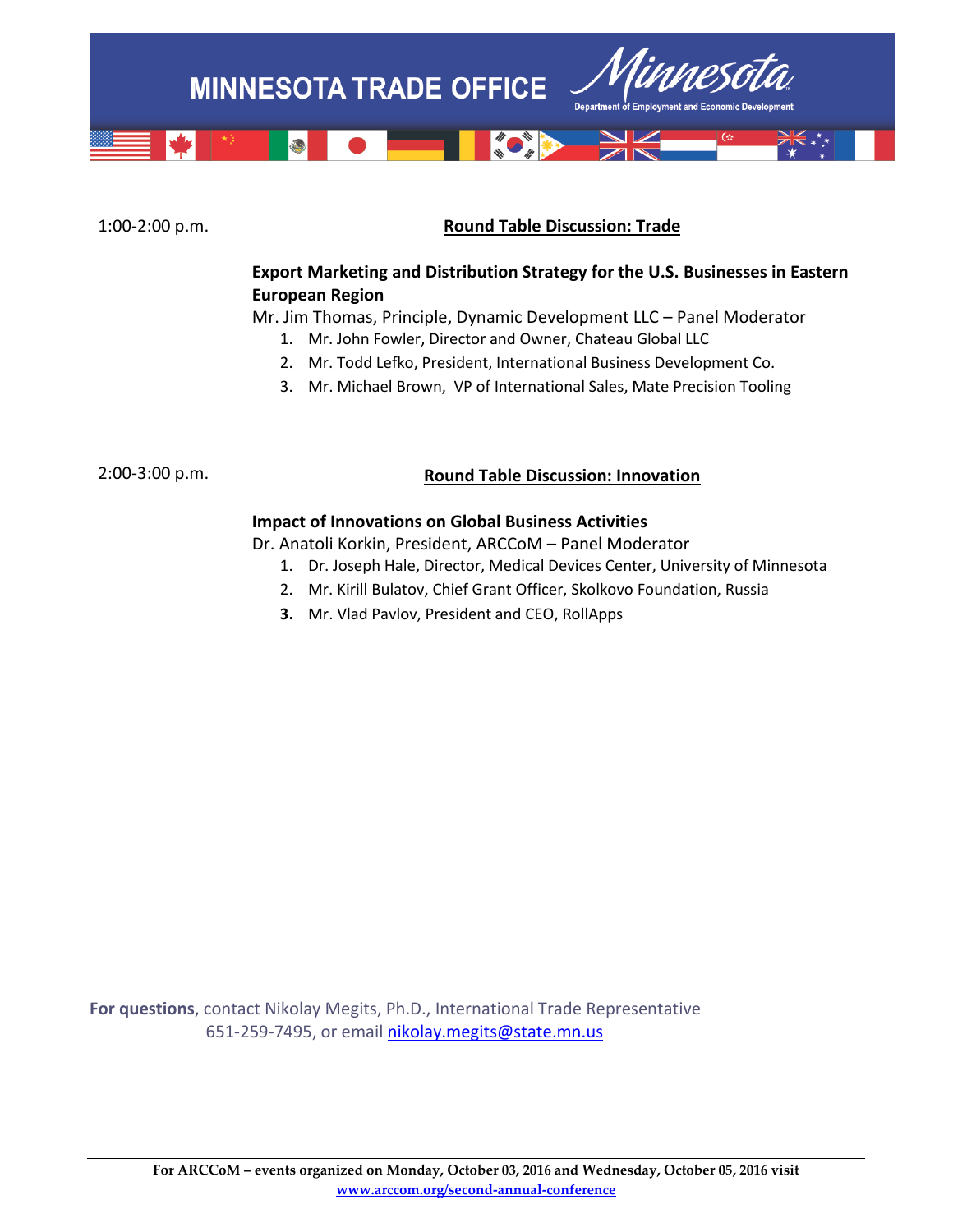1:00-2:00 p.m.

**Round Table Discussion: Trade**

**Export Marketing and Distribution Strategy for the U.S. Businesses in Eastern European Region**

Mr. Jim Thomas, Principle, Dynamic Development LLC – Panel Moderator

1. Mr. John Fowler, Director and Owner, Chateau Global LLC
2. Mr. Todd Lefko, President, International Business Development Co.
3. Mr. Michael Brown, VP of International Sales, Mate Precision Tooling

2:00-3:00 p.m.

**Round Table Discussion: Innovation**

**Impact of Innovations on Global Business Activities**

Dr. Anatoli Korkin, President, ARCCoM – Panel Moderator

1. Dr. Joseph Hale, Director, Medical Devices Center, University of Minnesota
2. Mr. Kirill Bulatov, Chief Grant Officer, Skolkovo Foundation, Russia
3. Mr. Vlad Pavlov, President and CEO, RollApps

**For questions**, contact Nikolay Megits, Ph.D., International Trade Representative 651-259-7495, or email nikolay.megits@state.mn.us

**For ARCCoM – events organized on Monday, October 03, 2016 and Wednesday, October 05, 2016 visit www.arccom.org/second-annual-conference**